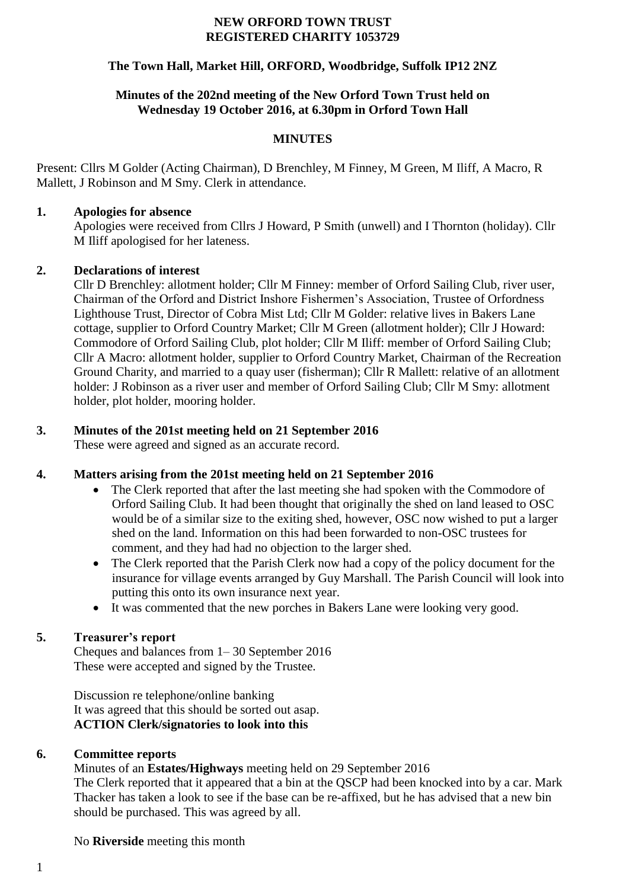**NEW ORFORD TOWN TRUST**
**REGISTERED CHARITY 1053729**

**The Town Hall, Market Hill, ORFORD, Woodbridge, Suffolk IP12 2NZ**

**Minutes of the 202nd meeting of the New Orford Town Trust held on Wednesday 19 October 2016, at 6.30pm in Orford Town Hall**

**MINUTES**

Present: Cllrs M Golder (Acting Chairman), D Brenchley, M Finney, M Green, M Iliff, A Macro, R Mallett, J Robinson and M Smy. Clerk in attendance.

**1. Apologies for absence**

Apologies were received from Cllrs J Howard, P Smith (unwell) and I Thornton (holiday). Cllr M Iliff apologised for her lateness.

**2. Declarations of interest**

Cllr D Brenchley: allotment holder; Cllr M Finney: member of Orford Sailing Club, river user, Chairman of the Orford and District Inshore Fishermen's Association, Trustee of Orfordness Lighthouse Trust, Director of Cobra Mist Ltd; Cllr M Golder: relative lives in Bakers Lane cottage, supplier to Orford Country Market; Cllr M Green (allotment holder); Cllr J Howard: Commodore of Orford Sailing Club, plot holder; Cllr M Iliff: member of Orford Sailing Club; Cllr A Macro: allotment holder, supplier to Orford Country Market, Chairman of the Recreation Ground Charity, and married to a quay user (fisherman); Cllr R Mallett: relative of an allotment holder: J Robinson as a river user and member of Orford Sailing Club; Cllr M Smy: allotment holder, plot holder, mooring holder.

**3. Minutes of the 201st meeting held on 21 September 2016**

These were agreed and signed as an accurate record.

**4. Matters arising from the 201st meeting held on 21 September 2016**

- The Clerk reported that after the last meeting she had spoken with the Commodore of Orford Sailing Club. It had been thought that originally the shed on land leased to OSC would be of a similar size to the exiting shed, however, OSC now wished to put a larger shed on the land. Information on this had been forwarded to non-OSC trustees for comment, and they had had no objection to the larger shed.
- The Clerk reported that the Parish Clerk now had a copy of the policy document for the insurance for village events arranged by Guy Marshall. The Parish Council will look into putting this onto its own insurance next year.
- It was commented that the new porches in Bakers Lane were looking very good.

**5. Treasurer's report**

Cheques and balances from 1– 30 September 2016
These were accepted and signed by the Trustee.

Discussion re telephone/online banking
It was agreed that this should be sorted out asap.
**ACTION Clerk/signatories to look into this**

**6. Committee reports**

Minutes of an **Estates/Highways** meeting held on 29 September 2016
The Clerk reported that it appeared that a bin at the QSCP had been knocked into by a car. Mark Thacker has taken a look to see if the base can be re-affixed, but he has advised that a new bin should be purchased. This was agreed by all.

No **Riverside** meeting this month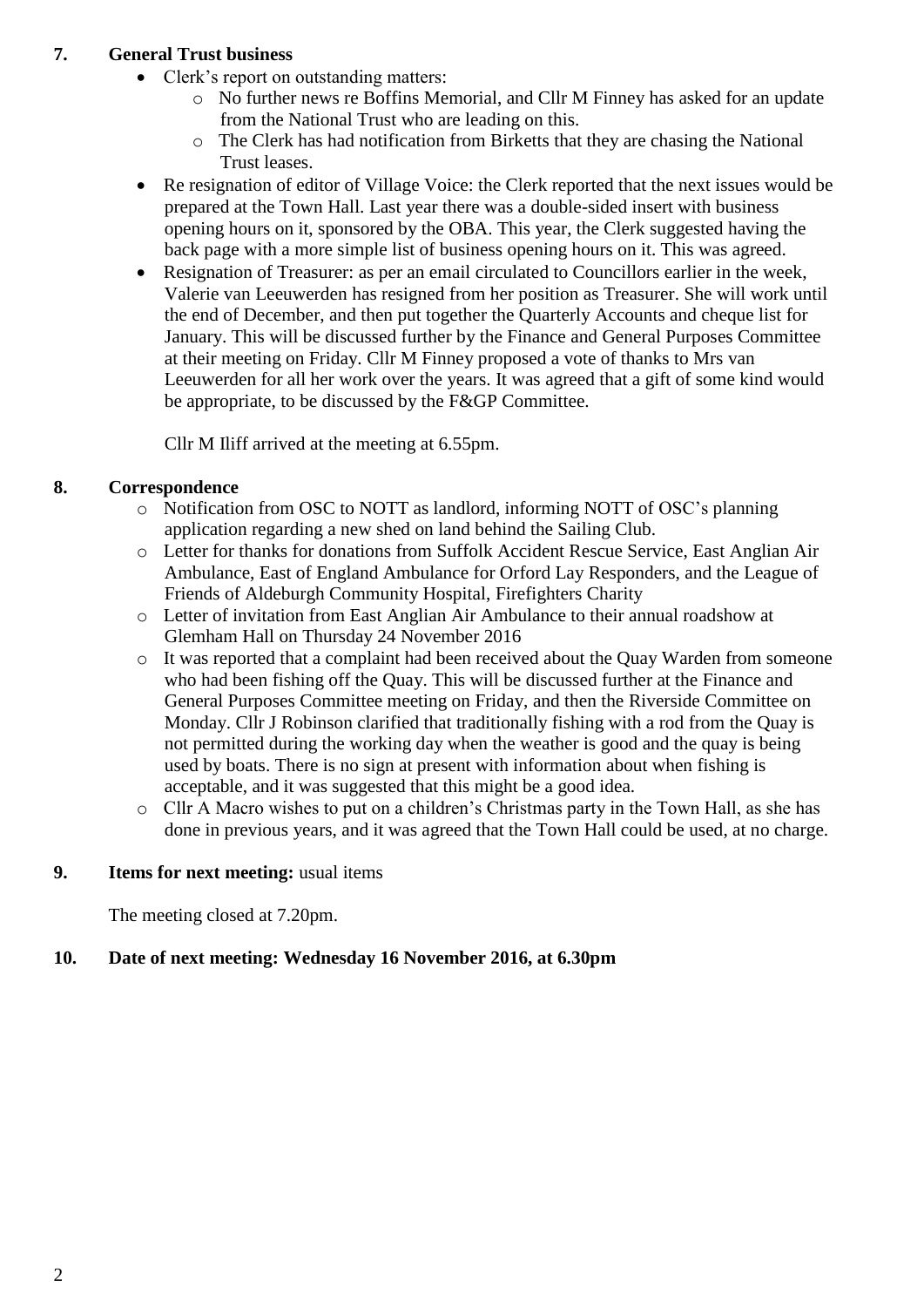**7. General Trust business**

- Clerk's report on outstanding matters:
  - No further news re Boffins Memorial, and Cllr M Finney has asked for an update from the National Trust who are leading on this.
  - The Clerk has had notification from Birketts that they are chasing the National Trust leases.
- Re resignation of editor of Village Voice: the Clerk reported that the next issues would be prepared at the Town Hall. Last year there was a double-sided insert with business opening hours on it, sponsored by the OBA. This year, the Clerk suggested having the back page with a more simple list of business opening hours on it. This was agreed.
- Resignation of Treasurer: as per an email circulated to Councillors earlier in the week, Valerie van Leeuwerden has resigned from her position as Treasurer. She will work until the end of December, and then put together the Quarterly Accounts and cheque list for January. This will be discussed further by the Finance and General Purposes Committee at their meeting on Friday. Cllr M Finney proposed a vote of thanks to Mrs van Leeuwerden for all her work over the years. It was agreed that a gift of some kind would be appropriate, to be discussed by the F&GP Committee.

  Cllr M Iliff arrived at the meeting at 6.55pm.

**8. Correspondence**

- Notification from OSC to NOTT as landlord, informing NOTT of OSC's planning application regarding a new shed on land behind the Sailing Club.
- Letter for thanks for donations from Suffolk Accident Rescue Service, East Anglian Air Ambulance, East of England Ambulance for Orford Lay Responders, and the League of Friends of Aldeburgh Community Hospital, Firefighters Charity
- Letter of invitation from East Anglian Air Ambulance to their annual roadshow at Glemham Hall on Thursday 24 November 2016
- It was reported that a complaint had been received about the Quay Warden from someone who had been fishing off the Quay. This will be discussed further at the Finance and General Purposes Committee meeting on Friday, and then the Riverside Committee on Monday. Cllr J Robinson clarified that traditionally fishing with a rod from the Quay is not permitted during the working day when the weather is good and the quay is being used by boats. There is no sign at present with information about when fishing is acceptable, and it was suggested that this might be a good idea.
- Cllr A Macro wishes to put on a children's Christmas party in the Town Hall, as she has done in previous years, and it was agreed that the Town Hall could be used, at no charge.

**9. Items for next meeting:** usual items

The meeting closed at 7.20pm.

**10. Date of next meeting: Wednesday 16 November 2016, at 6.30pm**